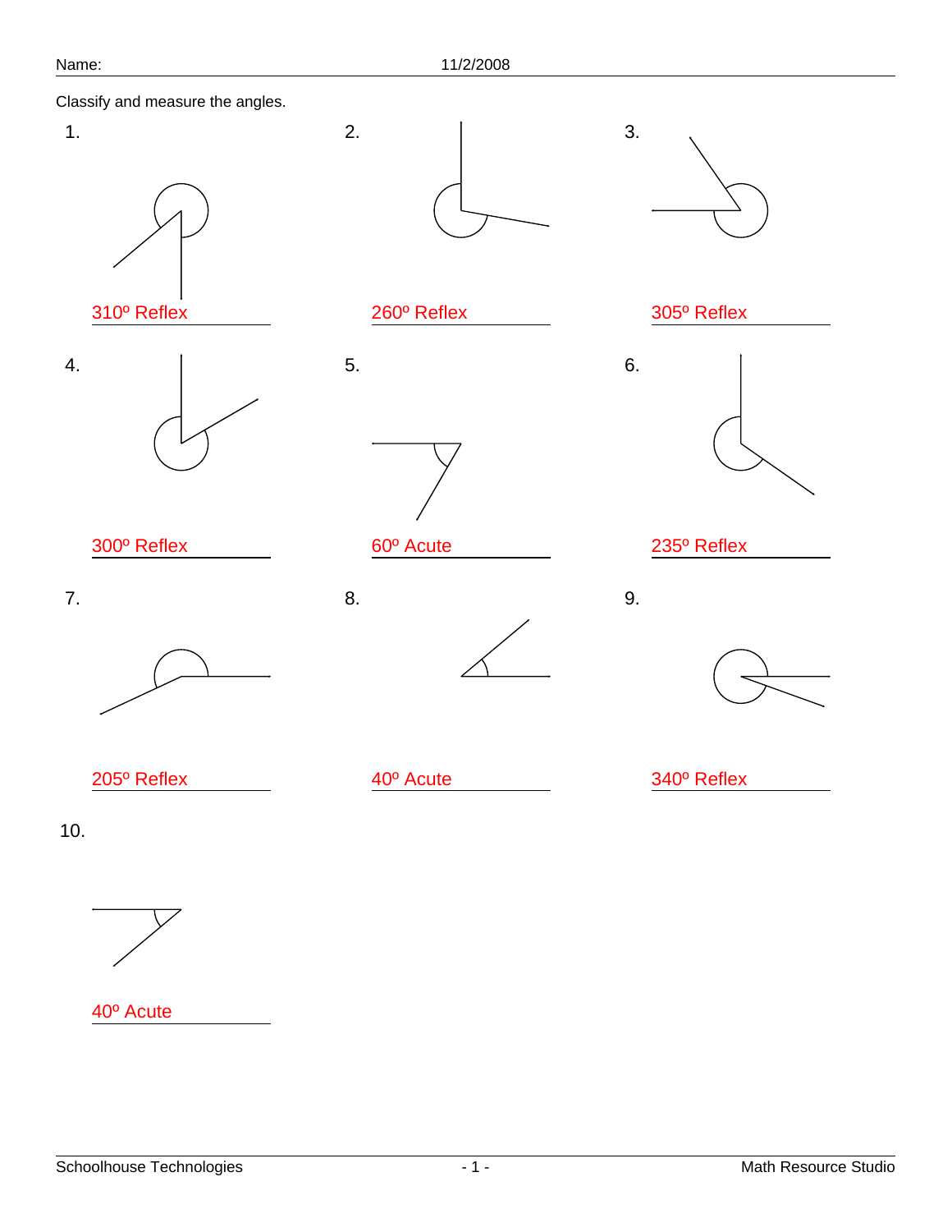Name: 11/2/2008

Classify and measure the angles.

1. 310º Reflex

2. 260º Reflex

3. 305º Reflex

4. 300º Reflex

5. 60º Acute

6. 235º Reflex

7. 205º Reflex

8. 40º Acute

9. 340º Reflex

10. 40º Acute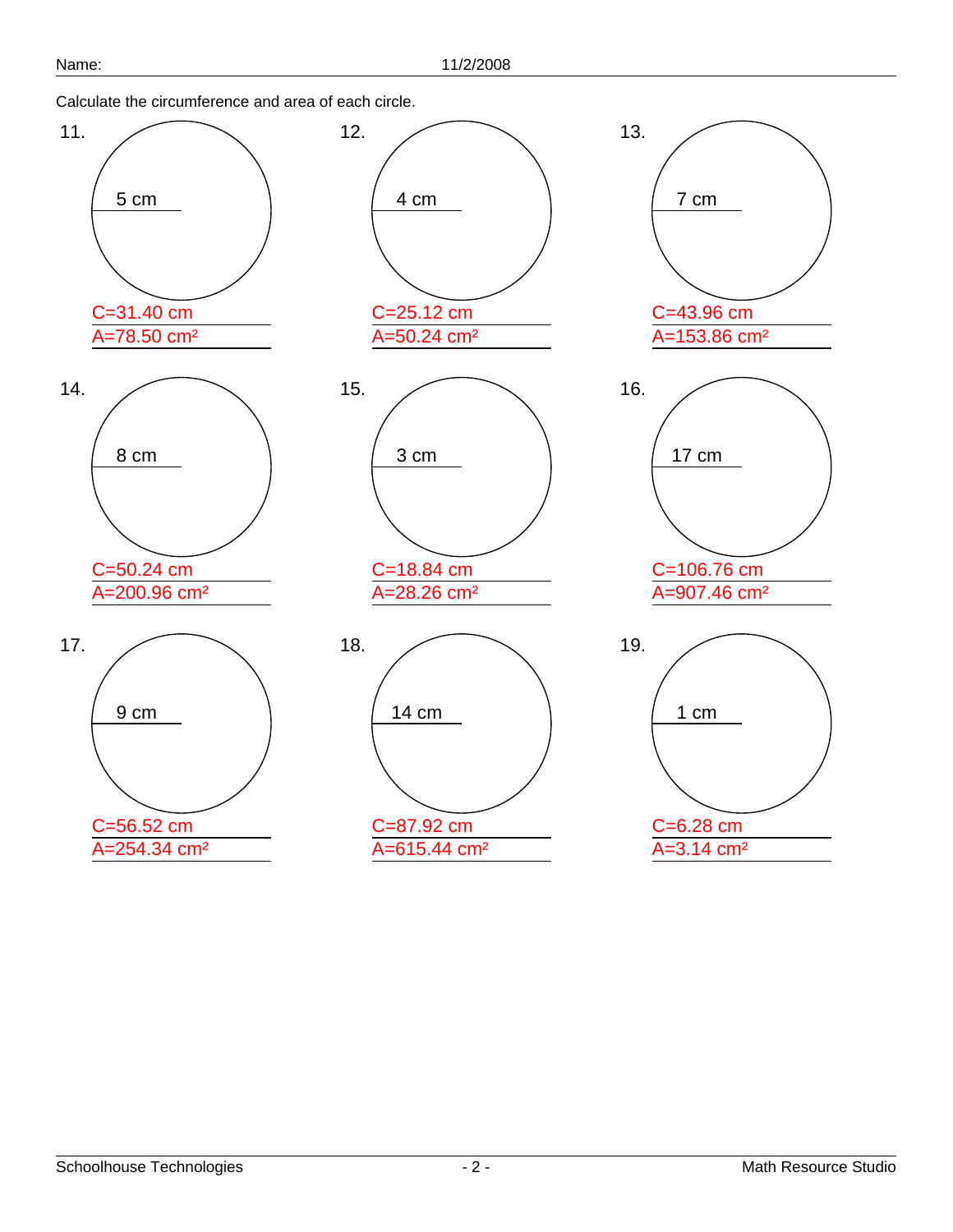Name: 11/2/2008

Calculate the circumference and area of each circle.

11. 5 cm

C=31.40 cm

A=78.50 cm²

12. 4 cm

C=25.12 cm

A=50.24 cm²

13. 7 cm

C=43.96 cm

A=153.86 cm²

14. 8 cm

C=50.24 cm

A=200.96 cm²

15. 3 cm

C=18.84 cm

A=28.26 cm²

16. 17 cm

C=106.76 cm

A=907.46 cm²

17. 9 cm

C=56.52 cm

A=254.34 cm²

18. 14 cm

C=87.92 cm

A=615.44 cm²

19. 1 cm

C=6.28 cm

A=3.14 cm²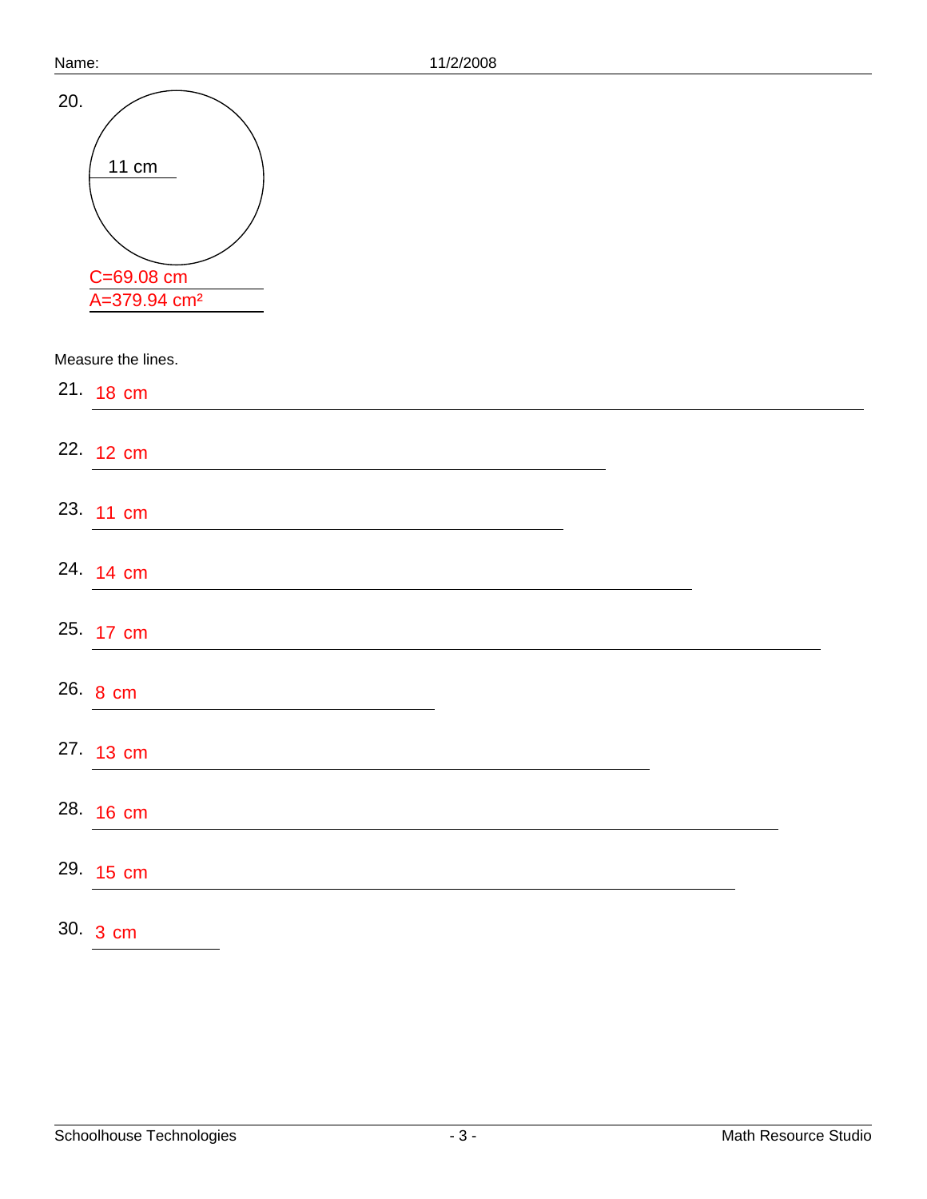20.

11 cm

C=69.08 cm

A=379.94 $cm^2$

Measure the lines.

21. 18 cm

22. 12 cm

23. 11 cm

24. 14 cm

25. 17 cm

26. 8 cm

27. 13 cm

28. 16 cm

29. 15 cm

30. 3 cm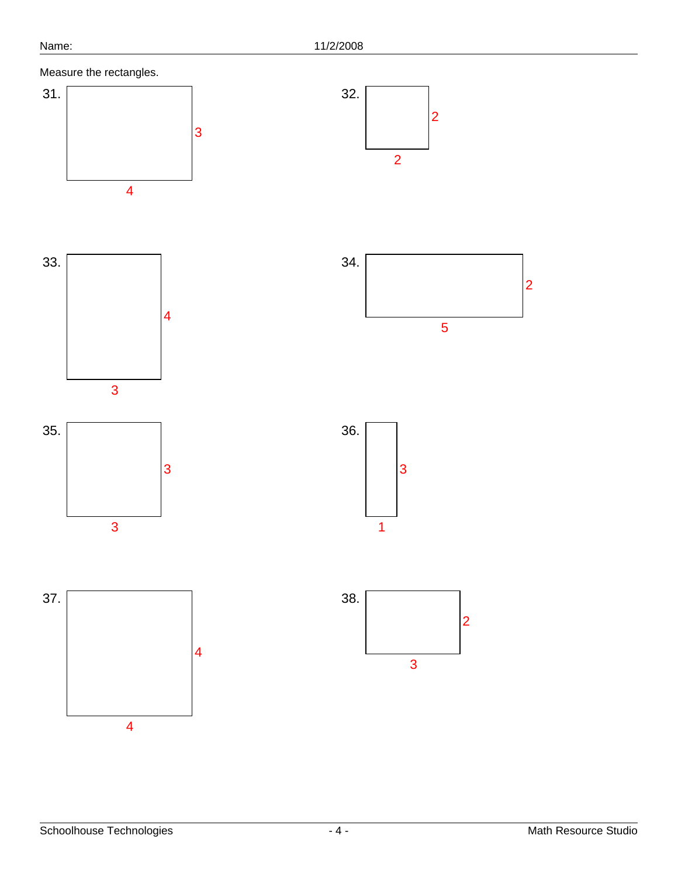Name: 11/2/2008

Measure the rectangles.

31. 3, 4

32. 2, 2

33. 4, 3

34. 2, 5

35. 3, 3

36. 3, 1

37. 4, 4

38. 2, 3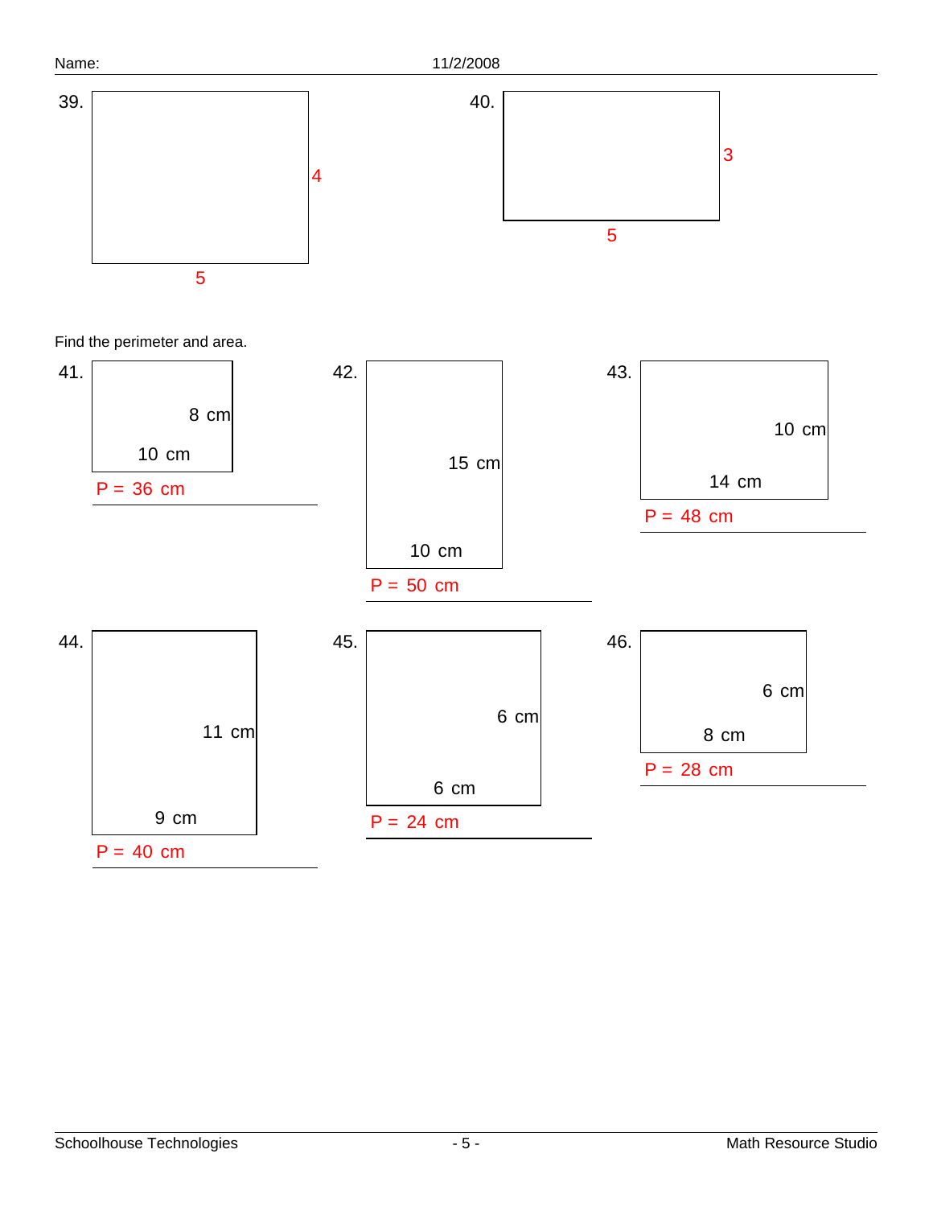39.

4

5

40.

3

5

Find the perimeter and area.

41.

8 cm

10 cm

P = 36 cm

42.

15 cm

10 cm

P = 50 cm

43.

10 cm

14 cm

P = 48 cm

44.

11 cm

9 cm

P = 40 cm

45.

6 cm

6 cm

P = 24 cm

46.

6 cm

8 cm

P = 28 cm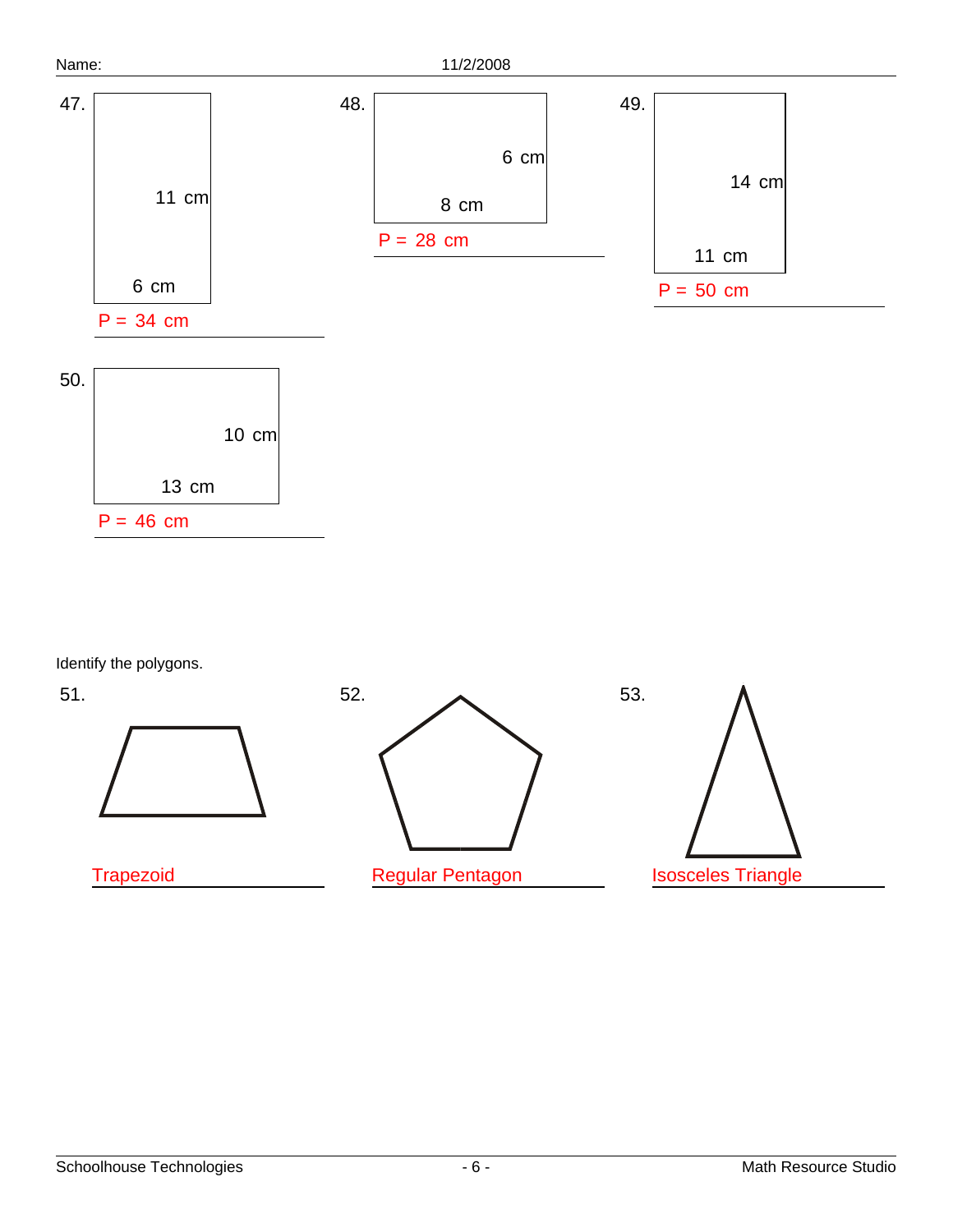Name: 11/2/2008

47.

11 cm

6 cm

P = 34 cm

48.

6 cm

8 cm

P = 28 cm

49.

14 cm

11 cm

P = 50 cm

50.

10 cm

13 cm

P = 46 cm

Identify the polygons.

51.

Trapezoid

52.

Regular Pentagon

53.

Isosceles Triangle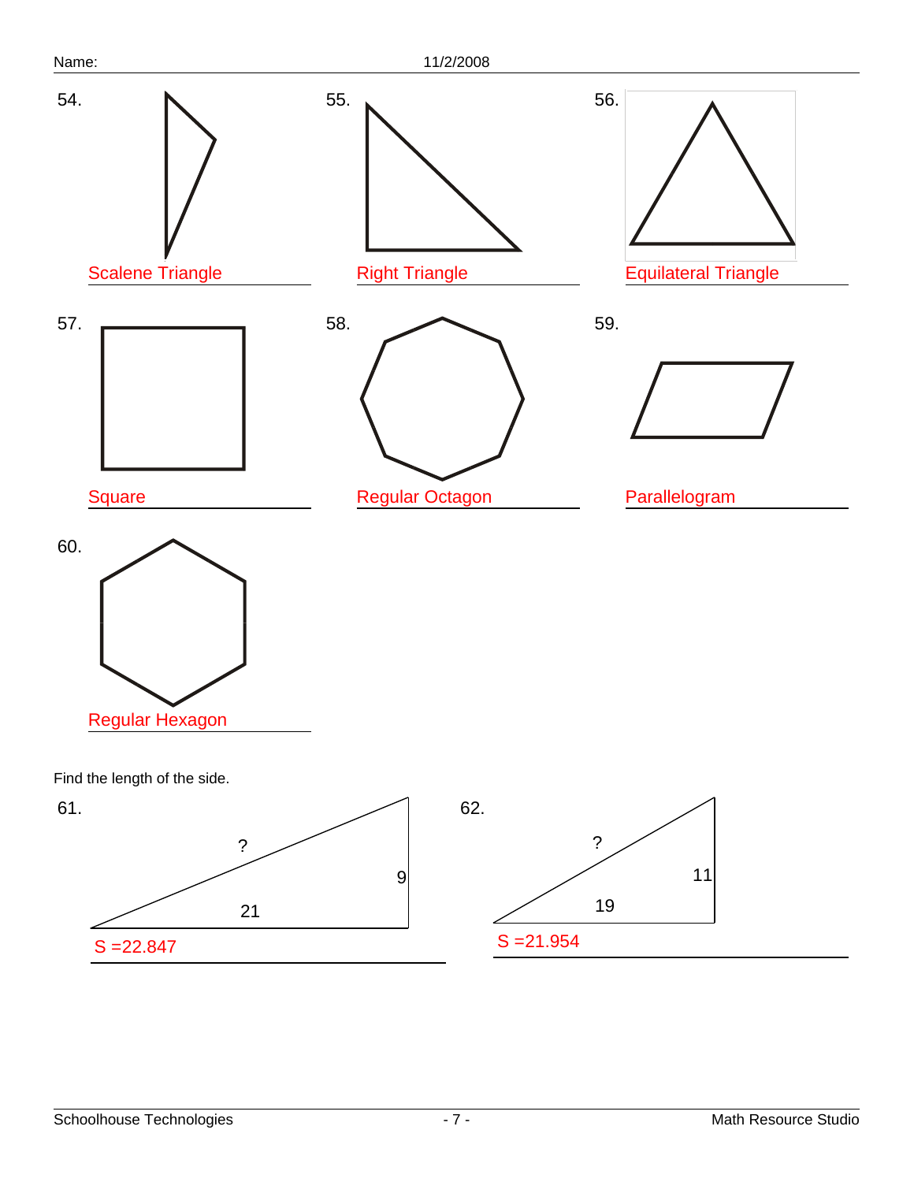Name: 11/2/2008

54. Scalene Triangle

55. Right Triangle

56. Equilateral Triangle

57. Square

58. Regular Octagon

59. Parallelogram

60. Regular Hexagon

Find the length of the side.

61.

?

9

21

S =22.847

62.

?

11

19

S =21.954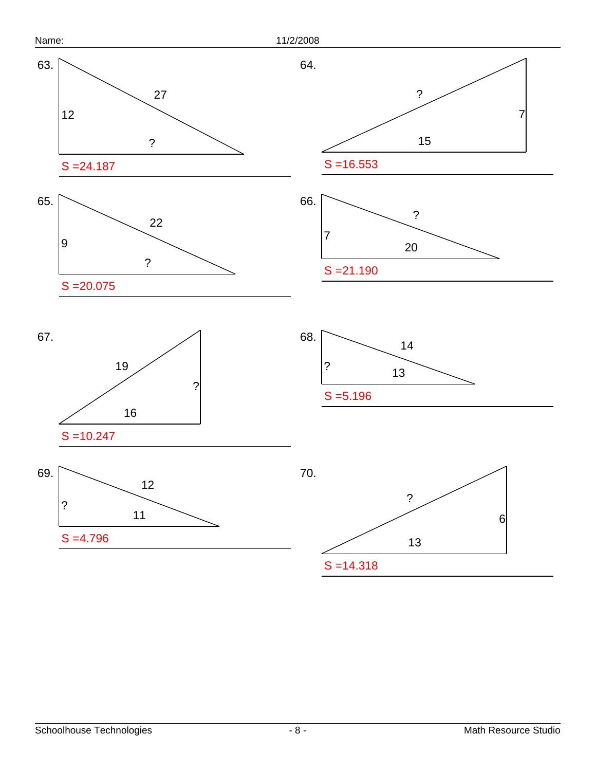Name: 11/2/2008

63.

12

27

?

S =24.187

64.

?

7

15

S =16.553

65.

9

22

?

S =20.075

66.

7

?

20

S =21.190

67.

19

?

16

S =10.247

68.

14

?

13

S =5.196

69.

12

?

11

S =4.796

70.

?

6

13

S =14.318